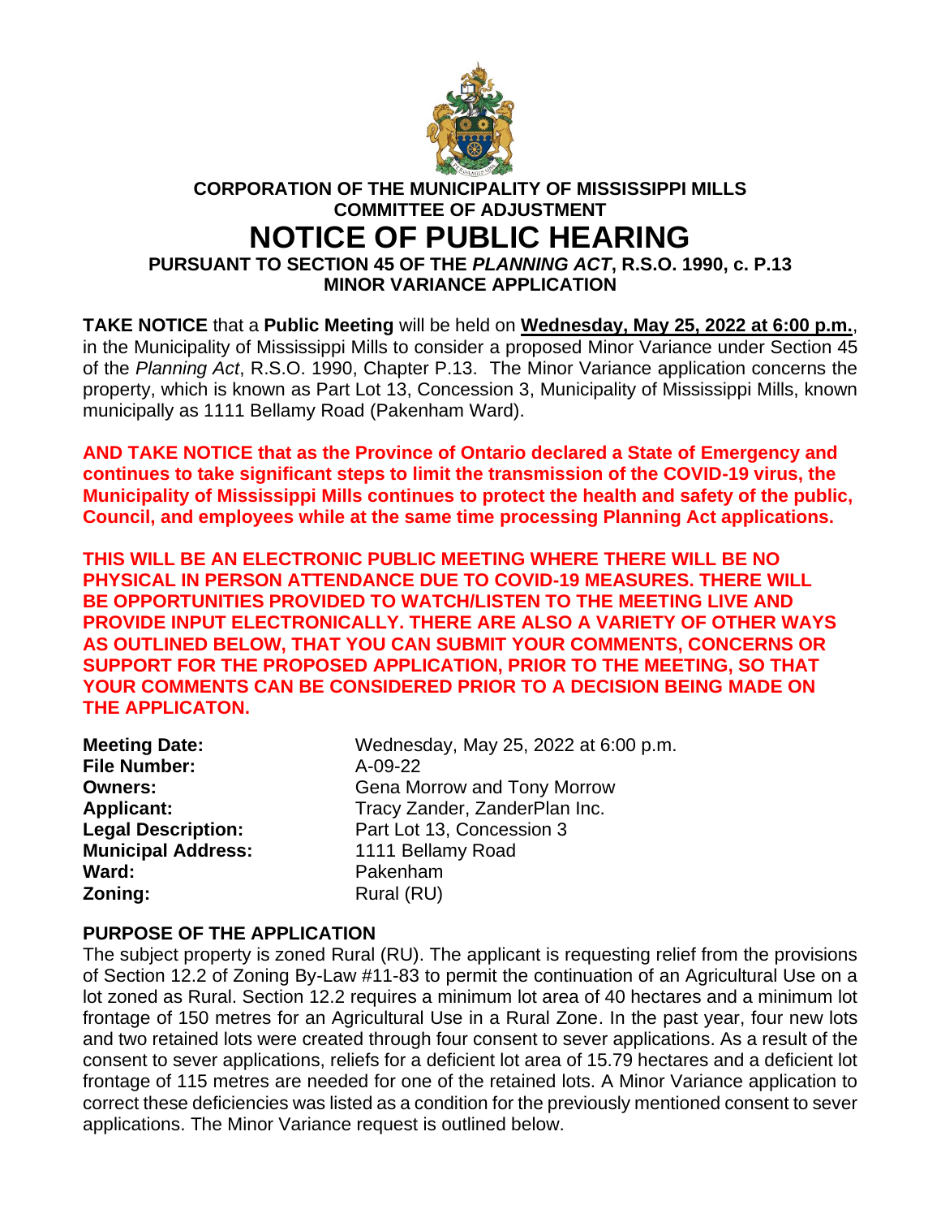# CORPORATION OF THE MUNICIPALITY OF MISSISSIPPI MILLS
## COMMITTEE OF ADJUSTMENT
# NOTICE OF PUBLIC HEARING
### PURSUANT TO SECTION 45 OF THE *PLANNING ACT*, R.S.O. 1990, c. P.13
### MINOR VARIANCE APPLICATION

**TAKE NOTICE** that a **Public Meeting** will be held on **Wednesday, May 25, 2022 at 6:00 p.m.**, in the Municipality of Mississippi Mills to consider a proposed Minor Variance under Section 45 of the *Planning Act*, R.S.O. 1990, Chapter P.13. The Minor Variance application concerns the property, which is known as Part Lot 13, Concession 3, Municipality of Mississippi Mills, known municipally as 1111 Bellamy Road (Pakenham Ward).

**AND TAKE NOTICE that as the Province of Ontario declared a State of Emergency and continues to take significant steps to limit the transmission of the COVID-19 virus, the Municipality of Mississippi Mills continues to protect the health and safety of the public, Council, and employees while at the same time processing Planning Act applications.**

**THIS WILL BE AN ELECTRONIC PUBLIC MEETING WHERE THERE WILL BE NO PHYSICAL IN PERSON ATTENDANCE DUE TO COVID-19 MEASURES. THERE WILL BE OPPORTUNITIES PROVIDED TO WATCH/LISTEN TO THE MEETING LIVE AND PROVIDE INPUT ELECTRONICALLY. THERE ARE ALSO A VARIETY OF OTHER WAYS AS OUTLINED BELOW, THAT YOU CAN SUBMIT YOUR COMMENTS, CONCERNS OR SUPPORT FOR THE PROPOSED APPLICATION, PRIOR TO THE MEETING, SO THAT YOUR COMMENTS CAN BE CONSIDERED PRIOR TO A DECISION BEING MADE ON THE APPLICATON.**

**Meeting Date:** Wednesday, May 25, 2022 at 6:00 p.m.
**File Number:** A-09-22
**Owners:** Gena Morrow and Tony Morrow
**Applicant:** Tracy Zander, ZanderPlan Inc.
**Legal Description:** Part Lot 13, Concession 3
**Municipal Address:** 1111 Bellamy Road
**Ward:** Pakenham
**Zoning:** Rural (RU)

**PURPOSE OF THE APPLICATION**

The subject property is zoned Rural (RU). The applicant is requesting relief from the provisions of Section 12.2 of Zoning By-Law #11-83 to permit the continuation of an Agricultural Use on a lot zoned as Rural. Section 12.2 requires a minimum lot area of 40 hectares and a minimum lot frontage of 150 metres for an Agricultural Use in a Rural Zone. In the past year, four new lots and two retained lots were created through four consent to sever applications. As a result of the consent to sever applications, reliefs for a deficient lot area of 15.79 hectares and a deficient lot frontage of 115 metres are needed for one of the retained lots. A Minor Variance application to correct these deficiencies was listed as a condition for the previously mentioned consent to sever applications. The Minor Variance request is outlined below.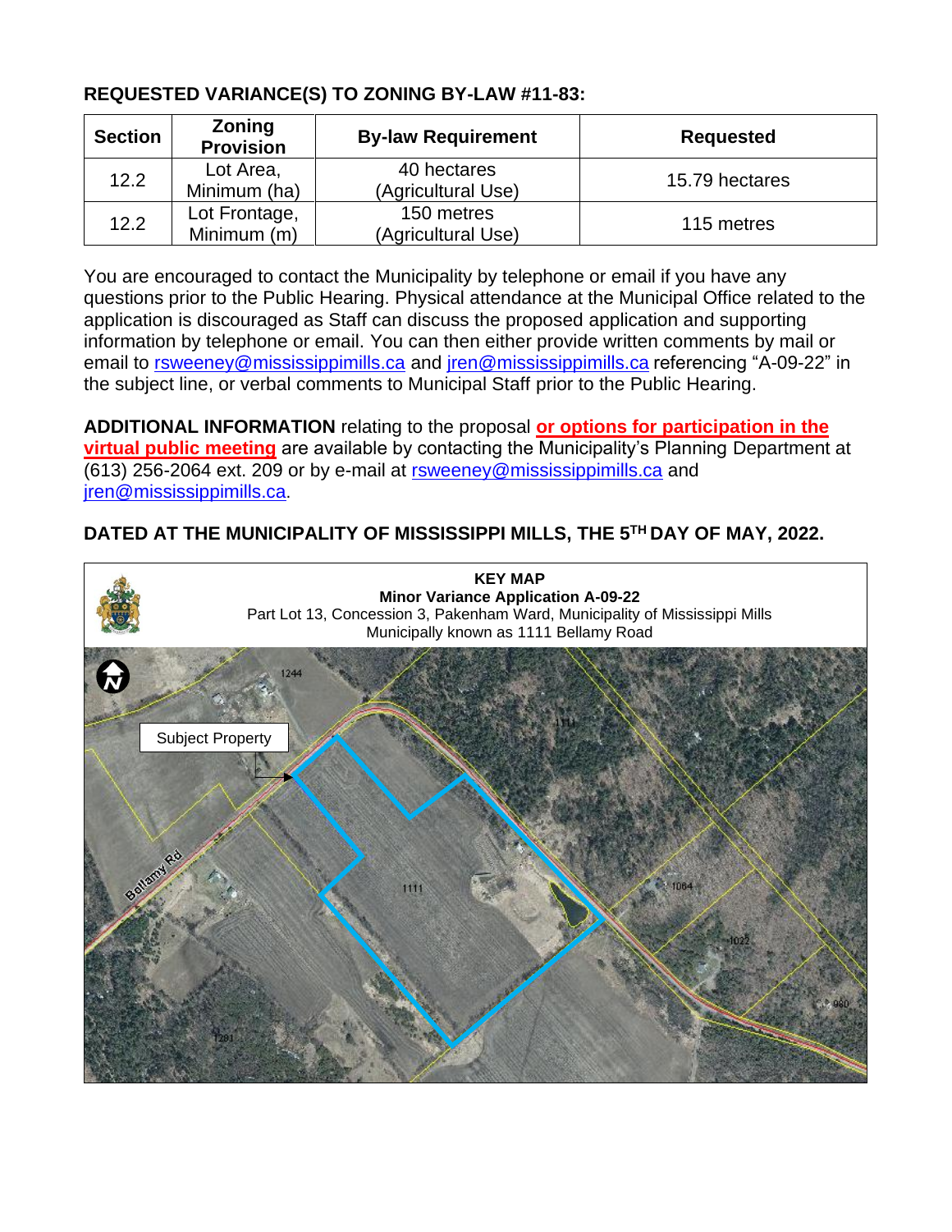**REQUESTED VARIANCE(S) TO ZONING BY-LAW #11-83:**

| Section | Zoning Provision | By-law Requirement | Requested |
|---|---|---|---|
| 12.2 | Lot Area, Minimum (ha) | 40 hectares (Agricultural Use) | 15.79 hectares |
| 12.2 | Lot Frontage, Minimum (m) | 150 metres (Agricultural Use) | 115 metres |

You are encouraged to contact the Municipality by telephone or email if you have any questions prior to the Public Hearing. Physical attendance at the Municipal Office related to the application is discouraged as Staff can discuss the proposed application and supporting information by telephone or email. You can then either provide written comments by mail or email to rsweeney@mississippimills.ca and jren@mississippimills.ca referencing "A-09-22" in the subject line, or verbal comments to Municipal Staff prior to the Public Hearing.

**ADDITIONAL INFORMATION** relating to the proposal **or options for participation in the virtual public meeting** are available by contacting the Municipality's Planning Department at (613) 256-2064 ext. 209 or by e-mail at rsweeney@mississippimills.ca and jren@mississippimills.ca.

**DATED AT THE MUNICIPALITY OF MISSISSIPPI MILLS, THE 5TH DAY OF MAY, 2022.**

**KEY MAP**
**Minor Variance Application A-09-22**
Part Lot 13, Concession 3, Pakenham Ward, Municipality of Mississippi Mills
Municipally known as 1111 Bellamy Road

Subject Property

Bellamy Rd

1244

1111

1111

1064

1022

990

1281